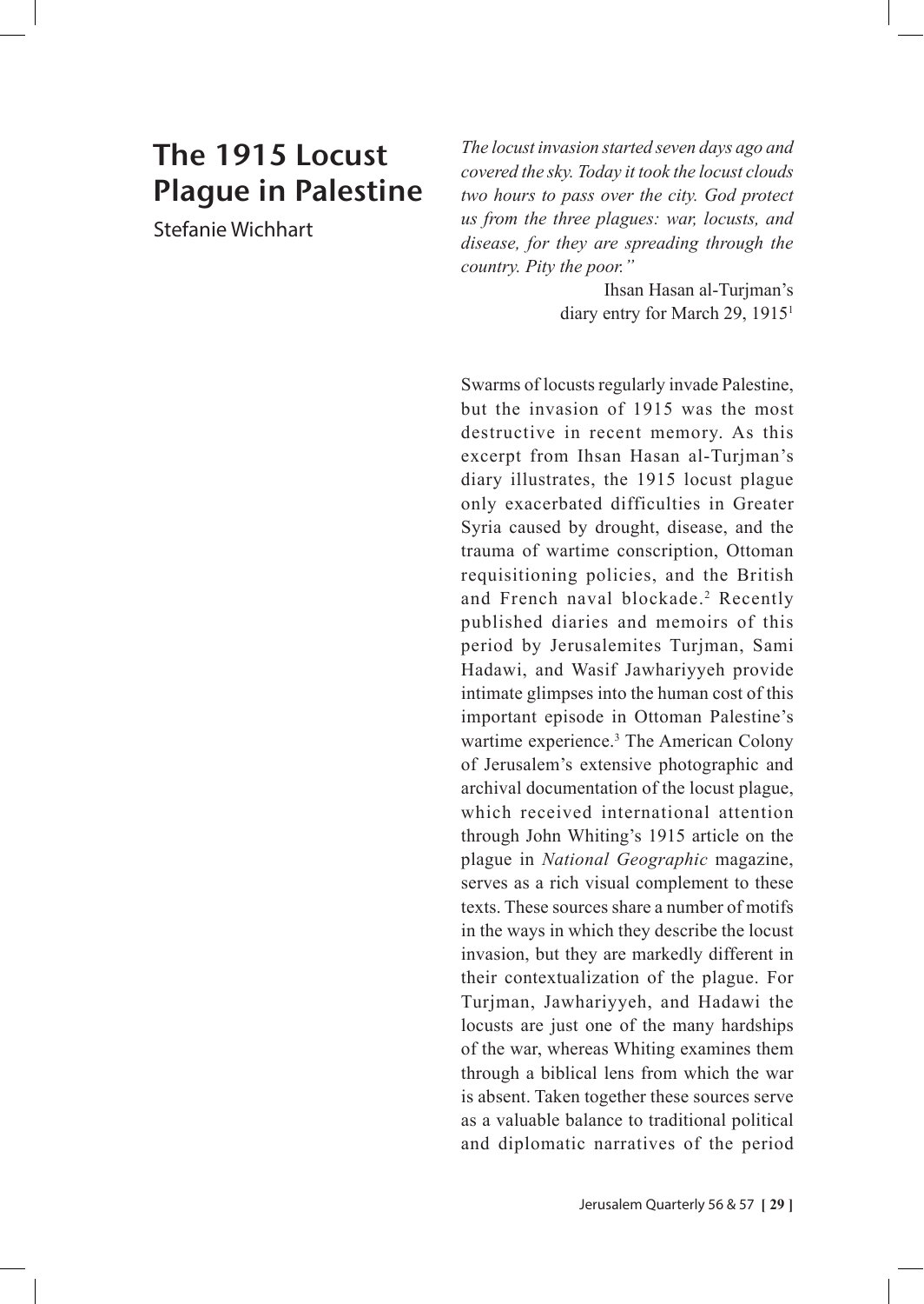# The 1915 Locust Plague in Palestine

Stefanie Wichhart

*The locust invasion started seven days ago and covered the sky. Today it took the locust clouds two hours to pass over the city. God protect us from the three plagues: war, locusts, and disease, for they are spreading through the country. Pity the poor."*

Ihsan Hasan al-Turjman's diary entry for March 29, 1915[1]

Swarms of locusts regularly invade Palestine, but the invasion of 1915 was the most destructive in recent memory. As this excerpt from Ihsan Hasan al-Turjman's diary illustrates, the 1915 locust plague only exacerbated difficulties in Greater Syria caused by drought, disease, and the trauma of wartime conscription, Ottoman requisitioning policies, and the British and French naval blockade.[2] Recently published diaries and memoirs of this period by Jerusalemites Turjman, Sami Hadawi, and Wasif Jawhariyyeh provide intimate glimpses into the human cost of this important episode in Ottoman Palestine's wartime experience.[3] The American Colony of Jerusalem's extensive photographic and archival documentation of the locust plague, which received international attention through John Whiting's 1915 article on the plague in *National Geographic* magazine, serves as a rich visual complement to these texts. These sources share a number of motifs in the ways in which they describe the locust invasion, but they are markedly different in their contextualization of the plague. For Turjman, Jawhariyyeh, and Hadawi the locusts are just one of the many hardships of the war, whereas Whiting examines them through a biblical lens from which the war is absent. Taken together these sources serve as a valuable balance to traditional political and diplomatic narratives of the period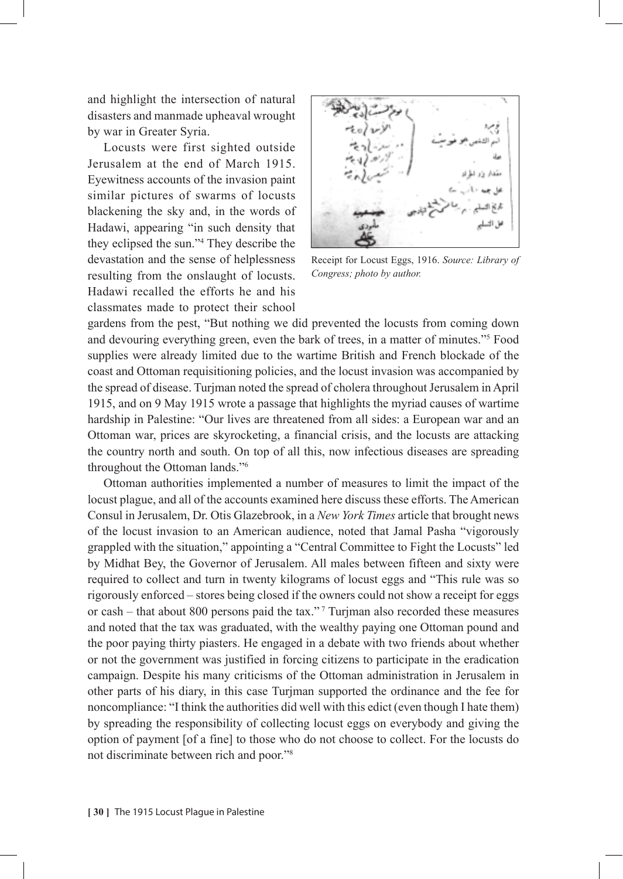and highlight the intersection of natural disasters and manmade upheaval wrought by war in Greater Syria.

Locusts were first sighted outside Jerusalem at the end of March 1915. Eyewitness accounts of the invasion paint similar pictures of swarms of locusts blackening the sky and, in the words of Hadawi, appearing "in such density that they eclipsed the sun."[4] They describe the devastation and the sense of helplessness resulting from the onslaught of locusts. Hadawi recalled the efforts he and his classmates made to protect their school gardens from the pest, "But nothing we did prevented the locusts from coming down and devouring everything green, even the bark of trees, in a matter of minutes."[5] Food supplies were already limited due to the wartime British and French blockade of the coast and Ottoman requisitioning policies, and the locust invasion was accompanied by the spread of disease. Turjman noted the spread of cholera throughout Jerusalem in April 1915, and on 9 May 1915 wrote a passage that highlights the myriad causes of wartime hardship in Palestine: "Our lives are threatened from all sides: a European war and an Ottoman war, prices are skyrocketing, a financial crisis, and the locusts are attacking the country north and south. On top of all this, now infectious diseases are spreading throughout the Ottoman lands."[6]

Receipt for Locust Eggs, 1916. *Source: Library of Congress; photo by author.*

Ottoman authorities implemented a number of measures to limit the impact of the locust plague, and all of the accounts examined here discuss these efforts. The American Consul in Jerusalem, Dr. Otis Glazebrook, in a *New York Times* article that brought news of the locust invasion to an American audience, noted that Jamal Pasha "vigorously grappled with the situation," appointing a "Central Committee to Fight the Locusts" led by Midhat Bey, the Governor of Jerusalem. All males between fifteen and sixty were required to collect and turn in twenty kilograms of locust eggs and "This rule was so rigorously enforced – stores being closed if the owners could not show a receipt for eggs or cash – that about 800 persons paid the tax."[7] Turjman also recorded these measures and noted that the tax was graduated, with the wealthy paying one Ottoman pound and the poor paying thirty piasters. He engaged in a debate with two friends about whether or not the government was justified in forcing citizens to participate in the eradication campaign. Despite his many criticisms of the Ottoman administration in Jerusalem in other parts of his diary, in this case Turjman supported the ordinance and the fee for noncompliance: "I think the authorities did well with this edict (even though I hate them) by spreading the responsibility of collecting locust eggs on everybody and giving the option of payment [of a fine] to those who do not choose to collect. For the locusts do not discriminate between rich and poor."[8]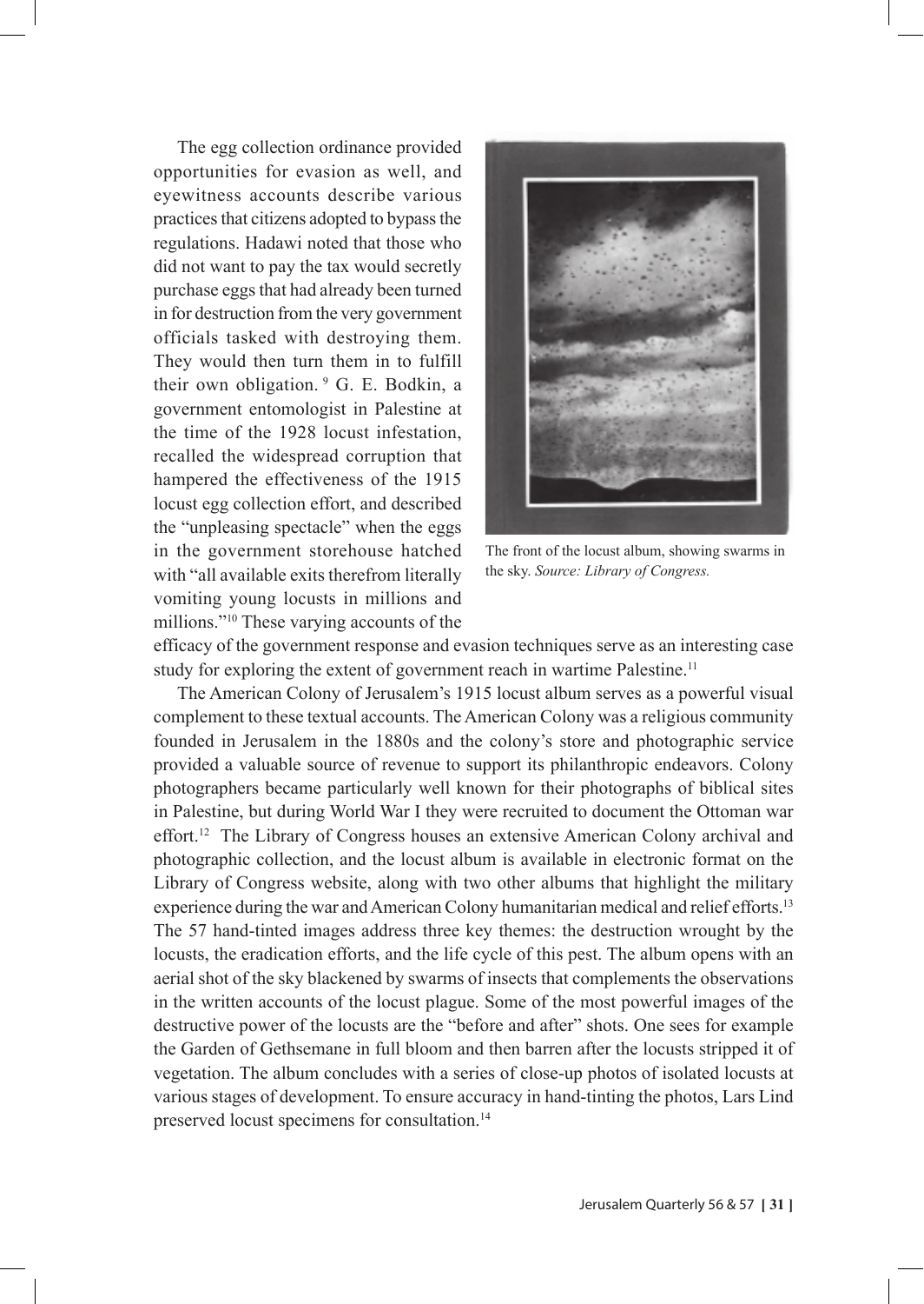The egg collection ordinance provided opportunities for evasion as well, and eyewitness accounts describe various practices that citizens adopted to bypass the regulations. Hadawi noted that those who did not want to pay the tax would secretly purchase eggs that had already been turned in for destruction from the very government officials tasked with destroying them. They would then turn them in to fulfill their own obligation. [9] G. E. Bodkin, a government entomologist in Palestine at the time of the 1928 locust infestation, recalled the widespread corruption that hampered the effectiveness of the 1915 locust egg collection effort, and described the "unpleasing spectacle" when the eggs in the government storehouse hatched with "all available exits therefrom literally vomiting young locusts in millions and millions."[10] These varying accounts of the efficacy of the government response and evasion techniques serve as an interesting case study for exploring the extent of government reach in wartime Palestine.[11]

The front of the locust album, showing swarms in the sky. *Source: Library of Congress.*

The American Colony of Jerusalem's 1915 locust album serves as a powerful visual complement to these textual accounts. The American Colony was a religious community founded in Jerusalem in the 1880s and the colony's store and photographic service provided a valuable source of revenue to support its philanthropic endeavors. Colony photographers became particularly well known for their photographs of biblical sites in Palestine, but during World War I they were recruited to document the Ottoman war effort.[12] The Library of Congress houses an extensive American Colony archival and photographic collection, and the locust album is available in electronic format on the Library of Congress website, along with two other albums that highlight the military experience during the war and American Colony humanitarian medical and relief efforts.[13] The 57 hand-tinted images address three key themes: the destruction wrought by the locusts, the eradication efforts, and the life cycle of this pest. The album opens with an aerial shot of the sky blackened by swarms of insects that complements the observations in the written accounts of the locust plague. Some of the most powerful images of the destructive power of the locusts are the "before and after" shots. One sees for example the Garden of Gethsemane in full bloom and then barren after the locusts stripped it of vegetation. The album concludes with a series of close-up photos of isolated locusts at various stages of development. To ensure accuracy in hand-tinting the photos, Lars Lind preserved locust specimens for consultation.[14]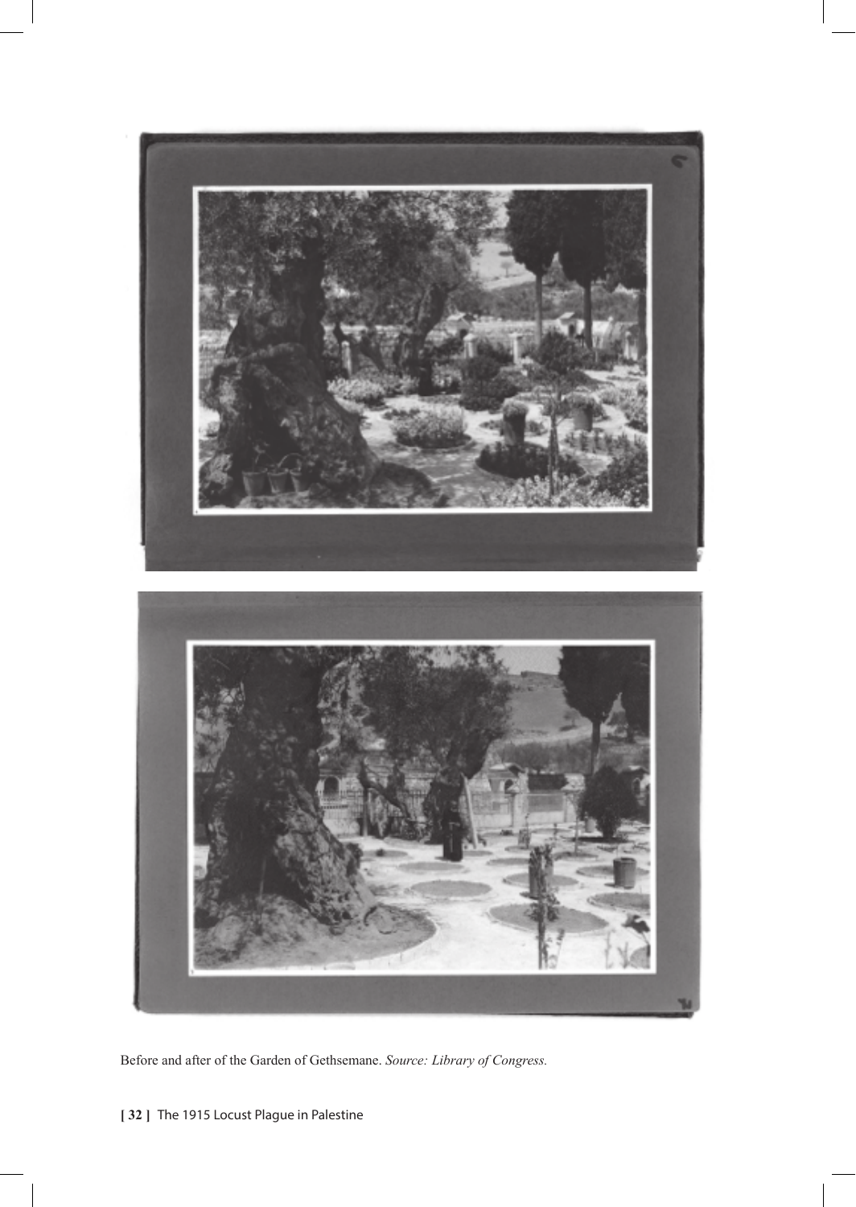Before and after of the Garden of Gethsemane. *Source: Library of Congress.*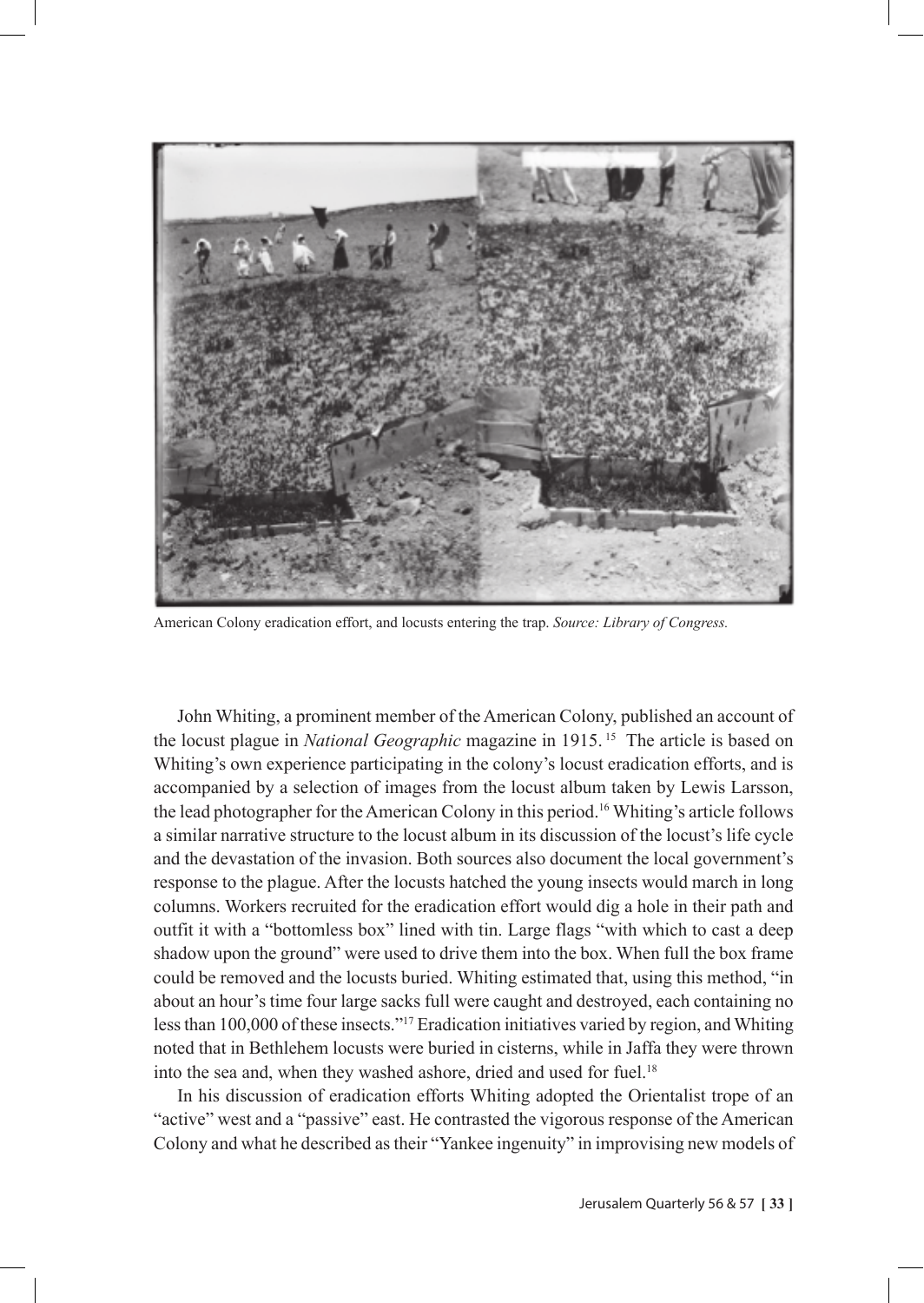American Colony eradication effort, and locusts entering the trap. *Source: Library of Congress.*

John Whiting, a prominent member of the American Colony, published an account of the locust plague in *National Geographic* magazine in 1915.[15] The article is based on Whiting's own experience participating in the colony's locust eradication efforts, and is accompanied by a selection of images from the locust album taken by Lewis Larsson, the lead photographer for the American Colony in this period.[16] Whiting's article follows a similar narrative structure to the locust album in its discussion of the locust's life cycle and the devastation of the invasion. Both sources also document the local government's response to the plague. After the locusts hatched the young insects would march in long columns. Workers recruited for the eradication effort would dig a hole in their path and outfit it with a "bottomless box" lined with tin. Large flags "with which to cast a deep shadow upon the ground" were used to drive them into the box. When full the box frame could be removed and the locusts buried. Whiting estimated that, using this method, "in about an hour's time four large sacks full were caught and destroyed, each containing no less than 100,000 of these insects."[17] Eradication initiatives varied by region, and Whiting noted that in Bethlehem locusts were buried in cisterns, while in Jaffa they were thrown into the sea and, when they washed ashore, dried and used for fuel.[18]

In his discussion of eradication efforts Whiting adopted the Orientalist trope of an "active" west and a "passive" east. He contrasted the vigorous response of the American Colony and what he described as their "Yankee ingenuity" in improvising new models of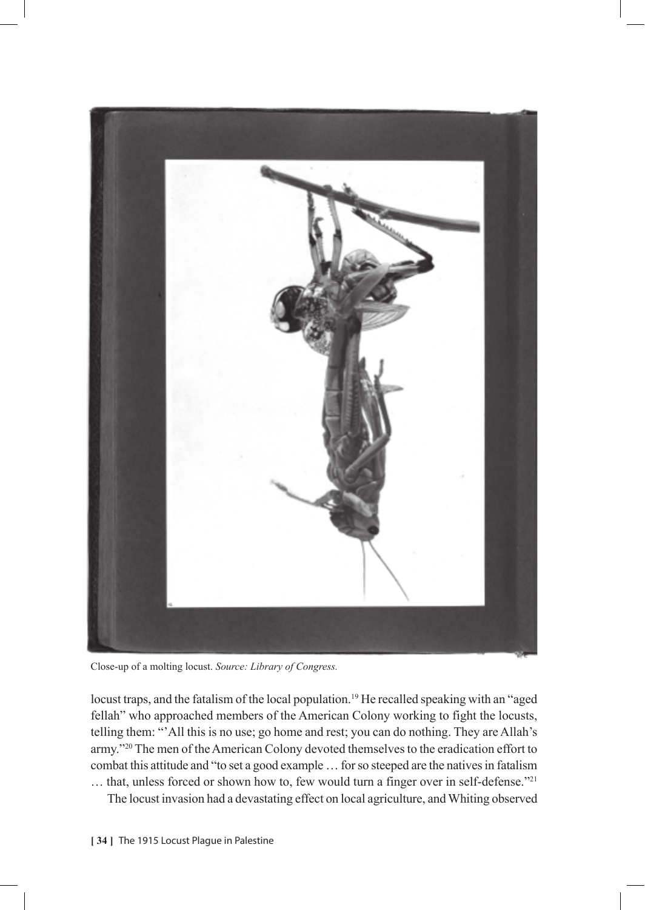Close-up of a molting locust. *Source: Library of Congress.*

locust traps, and the fatalism of the local population.[19] He recalled speaking with an "aged fellah" who approached members of the American Colony working to fight the locusts, telling them: "'All this is no use; go home and rest; you can do nothing. They are Allah's army."[20] The men of the American Colony devoted themselves to the eradication effort to combat this attitude and "to set a good example … for so steeped are the natives in fatalism … that, unless forced or shown how to, few would turn a finger over in self-defense."[21]

The locust invasion had a devastating effect on local agriculture, and Whiting observed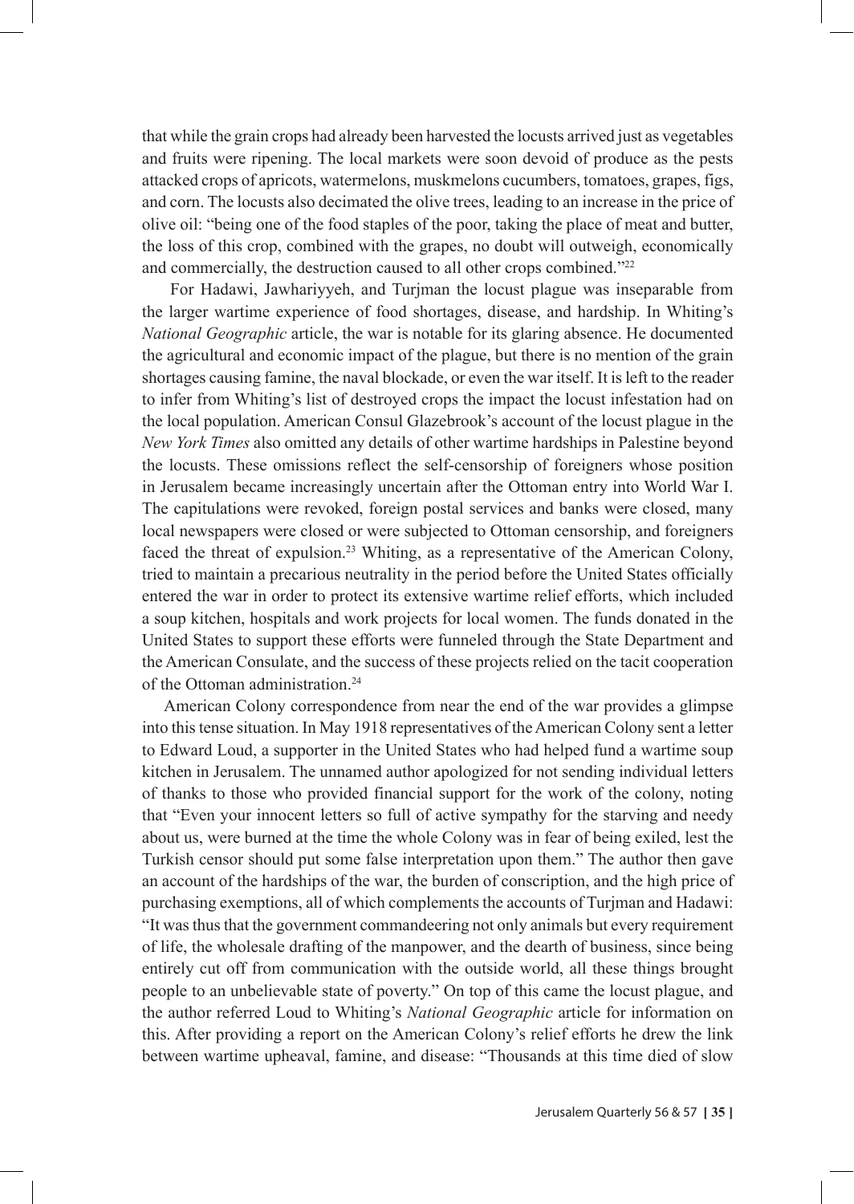that while the grain crops had already been harvested the locusts arrived just as vegetables and fruits were ripening. The local markets were soon devoid of produce as the pests attacked crops of apricots, watermelons, muskmelons cucumbers, tomatoes, grapes, figs, and corn. The locusts also decimated the olive trees, leading to an increase in the price of olive oil: "being one of the food staples of the poor, taking the place of meat and butter, the loss of this crop, combined with the grapes, no doubt will outweigh, economically and commercially, the destruction caused to all other crops combined."[22]

For Hadawi, Jawhariyyeh, and Turjman the locust plague was inseparable from the larger wartime experience of food shortages, disease, and hardship. In Whiting's *National Geographic* article, the war is notable for its glaring absence. He documented the agricultural and economic impact of the plague, but there is no mention of the grain shortages causing famine, the naval blockade, or even the war itself. It is left to the reader to infer from Whiting's list of destroyed crops the impact the locust infestation had on the local population. American Consul Glazebrook's account of the locust plague in the *New York Times* also omitted any details of other wartime hardships in Palestine beyond the locusts. These omissions reflect the self-censorship of foreigners whose position in Jerusalem became increasingly uncertain after the Ottoman entry into World War I. The capitulations were revoked, foreign postal services and banks were closed, many local newspapers were closed or were subjected to Ottoman censorship, and foreigners faced the threat of expulsion.[23] Whiting, as a representative of the American Colony, tried to maintain a precarious neutrality in the period before the United States officially entered the war in order to protect its extensive wartime relief efforts, which included a soup kitchen, hospitals and work projects for local women. The funds donated in the United States to support these efforts were funneled through the State Department and the American Consulate, and the success of these projects relied on the tacit cooperation of the Ottoman administration.[24]

American Colony correspondence from near the end of the war provides a glimpse into this tense situation. In May 1918 representatives of the American Colony sent a letter to Edward Loud, a supporter in the United States who had helped fund a wartime soup kitchen in Jerusalem. The unnamed author apologized for not sending individual letters of thanks to those who provided financial support for the work of the colony, noting that "Even your innocent letters so full of active sympathy for the starving and needy about us, were burned at the time the whole Colony was in fear of being exiled, lest the Turkish censor should put some false interpretation upon them." The author then gave an account of the hardships of the war, the burden of conscription, and the high price of purchasing exemptions, all of which complements the accounts of Turjman and Hadawi: "It was thus that the government commandeering not only animals but every requirement of life, the wholesale drafting of the manpower, and the dearth of business, since being entirely cut off from communication with the outside world, all these things brought people to an unbelievable state of poverty." On top of this came the locust plague, and the author referred Loud to Whiting's *National Geographic* article for information on this. After providing a report on the American Colony's relief efforts he drew the link between wartime upheaval, famine, and disease: "Thousands at this time died of slow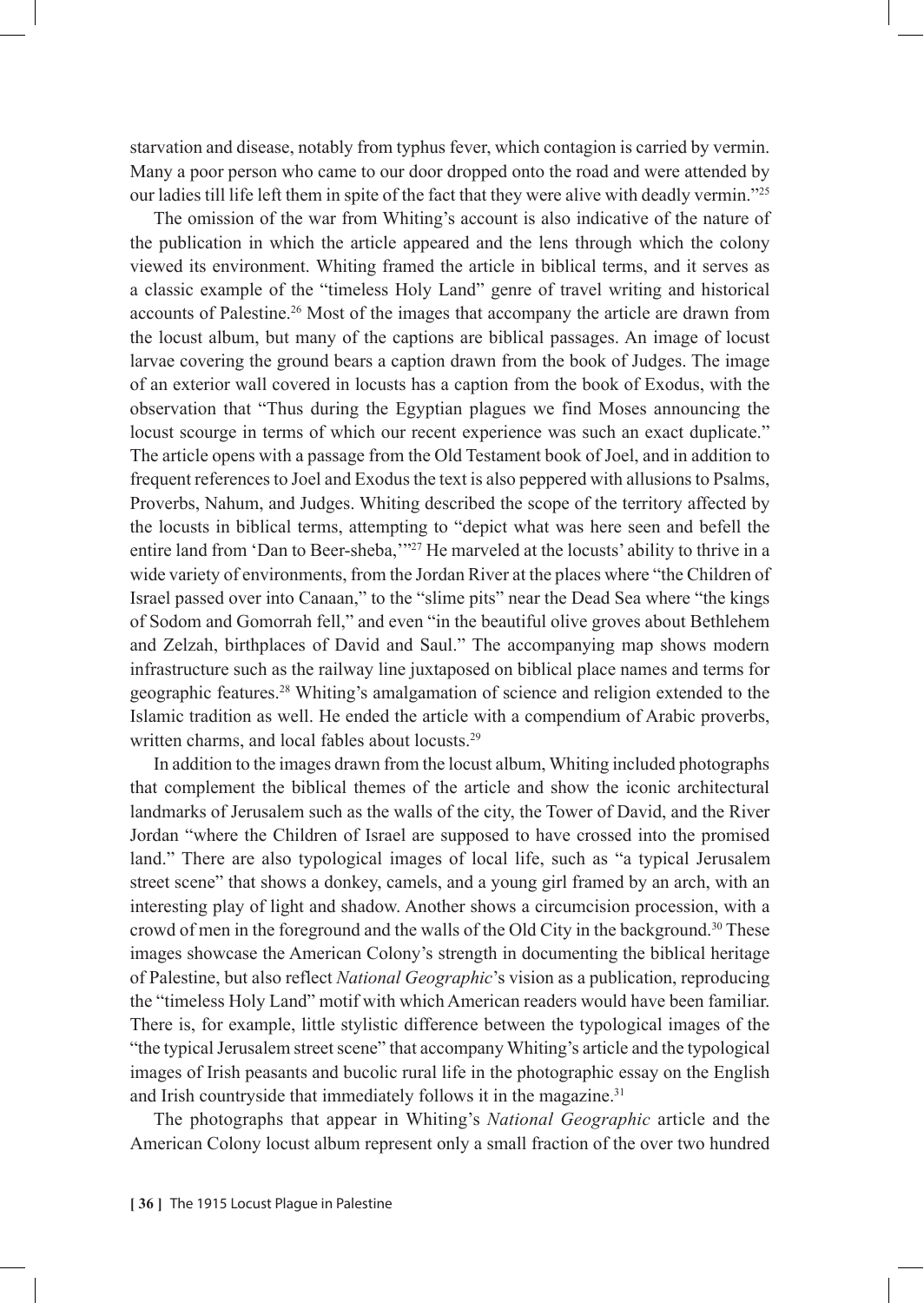starvation and disease, notably from typhus fever, which contagion is carried by vermin. Many a poor person who came to our door dropped onto the road and were attended by our ladies till life left them in spite of the fact that they were alive with deadly vermin."[25]

The omission of the war from Whiting's account is also indicative of the nature of the publication in which the article appeared and the lens through which the colony viewed its environment. Whiting framed the article in biblical terms, and it serves as a classic example of the "timeless Holy Land" genre of travel writing and historical accounts of Palestine.[26] Most of the images that accompany the article are drawn from the locust album, but many of the captions are biblical passages. An image of locust larvae covering the ground bears a caption drawn from the book of Judges. The image of an exterior wall covered in locusts has a caption from the book of Exodus, with the observation that "Thus during the Egyptian plagues we find Moses announcing the locust scourge in terms of which our recent experience was such an exact duplicate." The article opens with a passage from the Old Testament book of Joel, and in addition to frequent references to Joel and Exodus the text is also peppered with allusions to Psalms, Proverbs, Nahum, and Judges. Whiting described the scope of the territory affected by the locusts in biblical terms, attempting to "depict what was here seen and befell the entire land from 'Dan to Beer-sheba,'"[27] He marveled at the locusts' ability to thrive in a wide variety of environments, from the Jordan River at the places where "the Children of Israel passed over into Canaan," to the "slime pits" near the Dead Sea where "the kings of Sodom and Gomorrah fell," and even "in the beautiful olive groves about Bethlehem and Zelzah, birthplaces of David and Saul." The accompanying map shows modern infrastructure such as the railway line juxtaposed on biblical place names and terms for geographic features.[28] Whiting's amalgamation of science and religion extended to the Islamic tradition as well. He ended the article with a compendium of Arabic proverbs, written charms, and local fables about locusts.[29]

In addition to the images drawn from the locust album, Whiting included photographs that complement the biblical themes of the article and show the iconic architectural landmarks of Jerusalem such as the walls of the city, the Tower of David, and the River Jordan "where the Children of Israel are supposed to have crossed into the promised land." There are also typological images of local life, such as "a typical Jerusalem street scene" that shows a donkey, camels, and a young girl framed by an arch, with an interesting play of light and shadow. Another shows a circumcision procession, with a crowd of men in the foreground and the walls of the Old City in the background.[30] These images showcase the American Colony's strength in documenting the biblical heritage of Palestine, but also reflect *National Geographic*'s vision as a publication, reproducing the "timeless Holy Land" motif with which American readers would have been familiar. There is, for example, little stylistic difference between the typological images of the "the typical Jerusalem street scene" that accompany Whiting's article and the typological images of Irish peasants and bucolic rural life in the photographic essay on the English and Irish countryside that immediately follows it in the magazine.[31]

The photographs that appear in Whiting's *National Geographic* article and the American Colony locust album represent only a small fraction of the over two hundred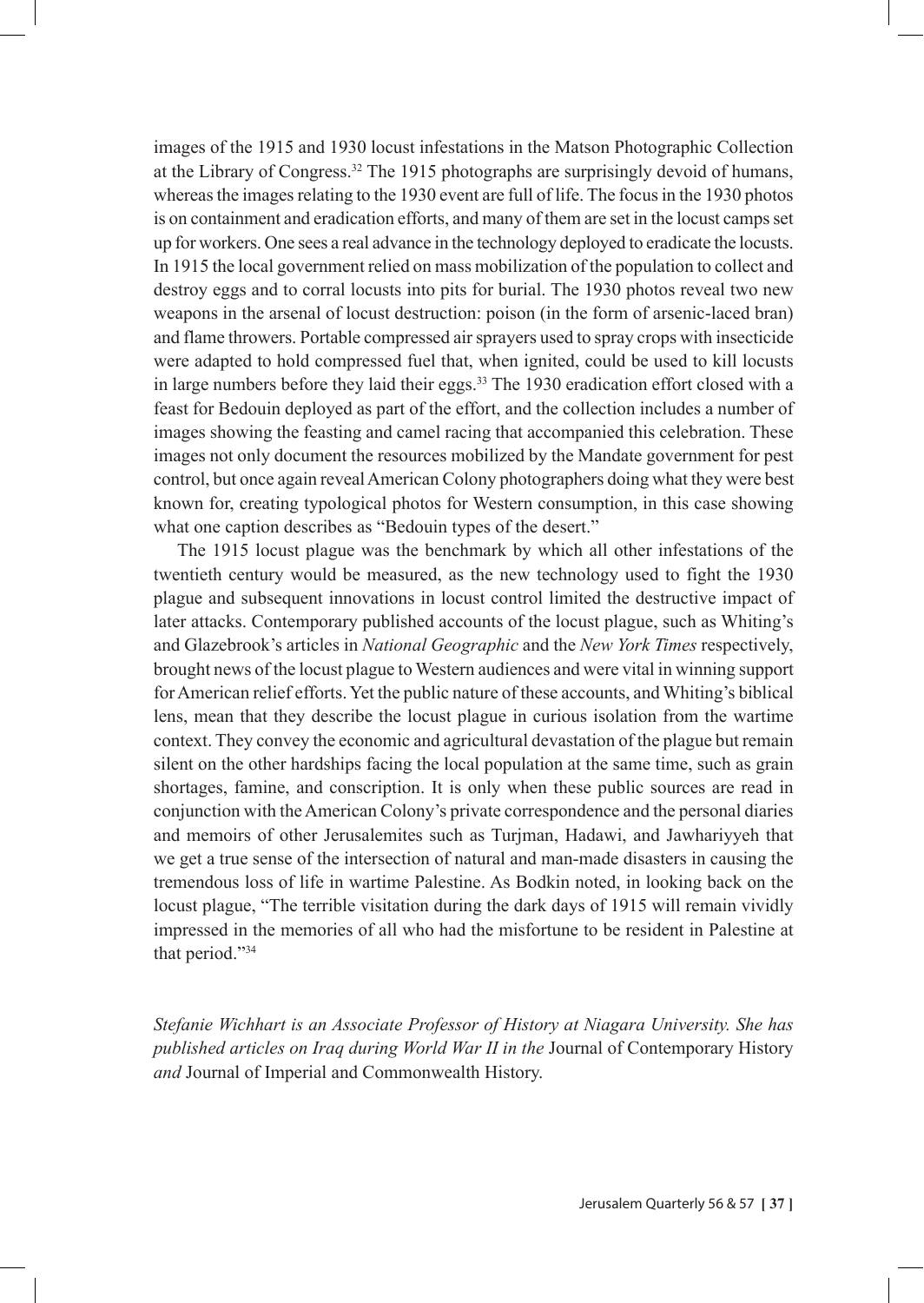images of the 1915 and 1930 locust infestations in the Matson Photographic Collection at the Library of Congress.[32] The 1915 photographs are surprisingly devoid of humans, whereas the images relating to the 1930 event are full of life. The focus in the 1930 photos is on containment and eradication efforts, and many of them are set in the locust camps set up for workers. One sees a real advance in the technology deployed to eradicate the locusts. In 1915 the local government relied on mass mobilization of the population to collect and destroy eggs and to corral locusts into pits for burial. The 1930 photos reveal two new weapons in the arsenal of locust destruction: poison (in the form of arsenic-laced bran) and flame throwers. Portable compressed air sprayers used to spray crops with insecticide were adapted to hold compressed fuel that, when ignited, could be used to kill locusts in large numbers before they laid their eggs.[33] The 1930 eradication effort closed with a feast for Bedouin deployed as part of the effort, and the collection includes a number of images showing the feasting and camel racing that accompanied this celebration. These images not only document the resources mobilized by the Mandate government for pest control, but once again reveal American Colony photographers doing what they were best known for, creating typological photos for Western consumption, in this case showing what one caption describes as "Bedouin types of the desert."

The 1915 locust plague was the benchmark by which all other infestations of the twentieth century would be measured, as the new technology used to fight the 1930 plague and subsequent innovations in locust control limited the destructive impact of later attacks. Contemporary published accounts of the locust plague, such as Whiting's and Glazebrook's articles in *National Geographic* and the *New York Times* respectively, brought news of the locust plague to Western audiences and were vital in winning support for American relief efforts. Yet the public nature of these accounts, and Whiting's biblical lens, mean that they describe the locust plague in curious isolation from the wartime context. They convey the economic and agricultural devastation of the plague but remain silent on the other hardships facing the local population at the same time, such as grain shortages, famine, and conscription. It is only when these public sources are read in conjunction with the American Colony's private correspondence and the personal diaries and memoirs of other Jerusalemites such as Turjman, Hadawi, and Jawhariyyeh that we get a true sense of the intersection of natural and man-made disasters in causing the tremendous loss of life in wartime Palestine. As Bodkin noted, in looking back on the locust plague, "The terrible visitation during the dark days of 1915 will remain vividly impressed in the memories of all who had the misfortune to be resident in Palestine at that period."[34]

*Stefanie Wichhart is an Associate Professor of History at Niagara University. She has published articles on Iraq during World War II in the* Journal of Contemporary History *and* Journal of Imperial and Commonwealth History.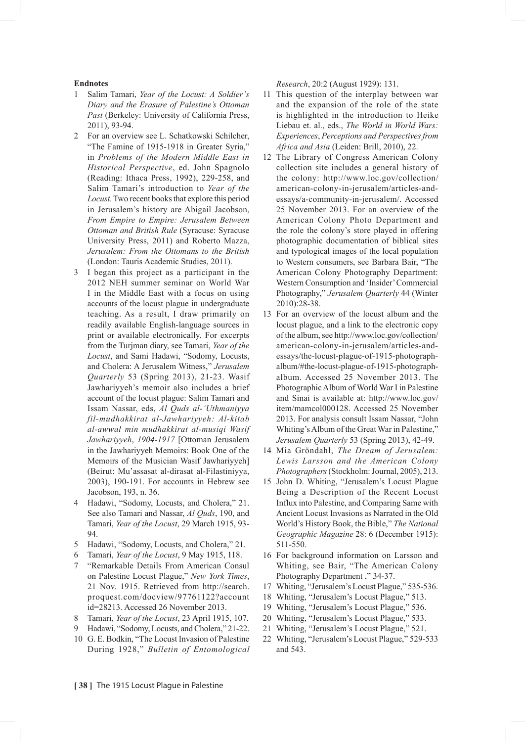## Endnotes

1. Salim Tamari, *Year of the Locust: A Soldier's Diary and the Erasure of Palestine's Ottoman Past* (Berkeley: University of California Press, 2011), 93-94.
2. For an overview see L. Schatkowski Schilcher, "The Famine of 1915-1918 in Greater Syria," in *Problems of the Modern Middle East in Historical Perspective*, ed. John Spagnolo (Reading: Ithaca Press, 1992), 229-258, and Salim Tamari's introduction to *Year of the Locust*. Two recent books that explore this period in Jerusalem's history are Abigail Jacobson, *From Empire to Empire: Jerusalem Between Ottoman and British Rule* (Syracuse: Syracuse University Press, 2011) and Roberto Mazza, *Jerusalem: From the Ottomans to the British* (London: Tauris Academic Studies, 2011).
3. I began this project as a participant in the 2012 NEH summer seminar on World War I in the Middle East with a focus on using accounts of the locust plague in undergraduate teaching. As a result, I draw primarily on readily available English-language sources in print or available electronically. For excerpts from the Turjman diary, see Tamari, *Year of the Locust*, and Sami Hadawi, "Sodomy, Locusts, and Cholera: A Jerusalem Witness," *Jerusalem Quarterly* 53 (Spring 2013), 21-23. Wasif Jawhariyyeh's memoir also includes a brief account of the locust plague: Salim Tamari and Issam Nassar, eds, *Al Quds al-'Uthmaniyya fil-mudhakkirat al-Jawhariyyeh: Al-kitab al-awwal min mudhakkirat al-musiqi Wasif Jawhariyyeh, 1904-1917* [Ottoman Jerusalem in the Jawhariyyeh Memoirs: Book One of the Memoirs of the Musician Wasif Jawhariyyeh] (Beirut: Mu'assasat al-dirasat al-Filastiniyya, 2003), 190-191. For accounts in Hebrew see Jacobson, 193, n. 36.
4. Hadawi, "Sodomy, Locusts, and Cholera," 21. See also Tamari and Nassar, *Al Quds*, 190, and Tamari, *Year of the Locust*, 29 March 1915, 93-94.
5. Hadawi, "Sodomy, Locusts, and Cholera," 21.
6. Tamari, *Year of the Locust*, 9 May 1915, 118.
7. "Remarkable Details From American Consul on Palestine Locust Plague," *New York Times*, 21 Nov. 1915. Retrieved from http://search.proquest.com/docview/97761122?accountid=28213. Accessed 26 November 2013.
8. Tamari, *Year of the Locust*, 23 April 1915, 107.
9. Hadawi, "Sodomy, Locusts, and Cholera," 21-22.
10. G. E. Bodkin, "The Locust Invasion of Palestine During 1928," *Bulletin of Entomological Research*, 20:2 (August 1929): 131.
11. This question of the interplay between war and the expansion of the role of the state is highlighted in the introduction to Heike Liebau et. al., eds., *The World in World Wars: Experiences, Perceptions and Perspectives from Africa and Asia* (Leiden: Brill, 2010), 22.
12. The Library of Congress American Colony collection site includes a general history of the colony: http://www.loc.gov/collection/american-colony-in-jerusalem/articles-and-essays/a-community-in-jerusalem/. Accessed 25 November 2013. For an overview of the American Colony Photo Department and the role the colony's store played in offering photographic documentation of biblical sites and typological images of the local population to Western consumers, see Barbara Bair, "The American Colony Photography Department: Western Consumption and 'Insider' Commercial Photography," *Jerusalem Quarterly* 44 (Winter 2010):28-38.
13. For an overview of the locust album and the locust plague, and a link to the electronic copy of the album, see http://www.loc.gov/collection/american-colony-in-jerusalem/articles-and-essays/the-locust-plague-of-1915-photograph-album/#the-locust-plague-of-1915-photograph-album. Accessed 25 November 2013. The Photographic Album of World War I in Palestine and Sinai is available at: http://www.loc.gov/item/mamcol000128. Accessed 25 November 2013. For analysis consult Issam Nassar, "John Whiting's Album of the Great War in Palestine," *Jerusalem Quarterly* 53 (Spring 2013), 42-49.
14. Mia Gröndahl, *The Dream of Jerusalem: Lewis Larsson and the American Colony Photographers* (Stockholm: Journal, 2005), 213.
15. John D. Whiting, "Jerusalem's Locust Plague Being a Description of the Recent Locust Influx into Palestine, and Comparing Same with Ancient Locust Invasions as Narrated in the Old World's History Book, the Bible," *The National Geographic Magazine* 28: 6 (December 1915): 511-550.
16. For background information on Larsson and Whiting, see Bair, "The American Colony Photography Department ," 34-37.
17. Whiting, "Jerusalem's Locust Plague," 535-536.
18. Whiting, "Jerusalem's Locust Plague," 513.
19. Whiting, "Jerusalem's Locust Plague," 536.
20. Whiting, "Jerusalem's Locust Plague," 533.
21. Whiting, "Jerusalem's Locust Plague," 521.
22. Whiting, "Jerusalem's Locust Plague," 529-533 and 543.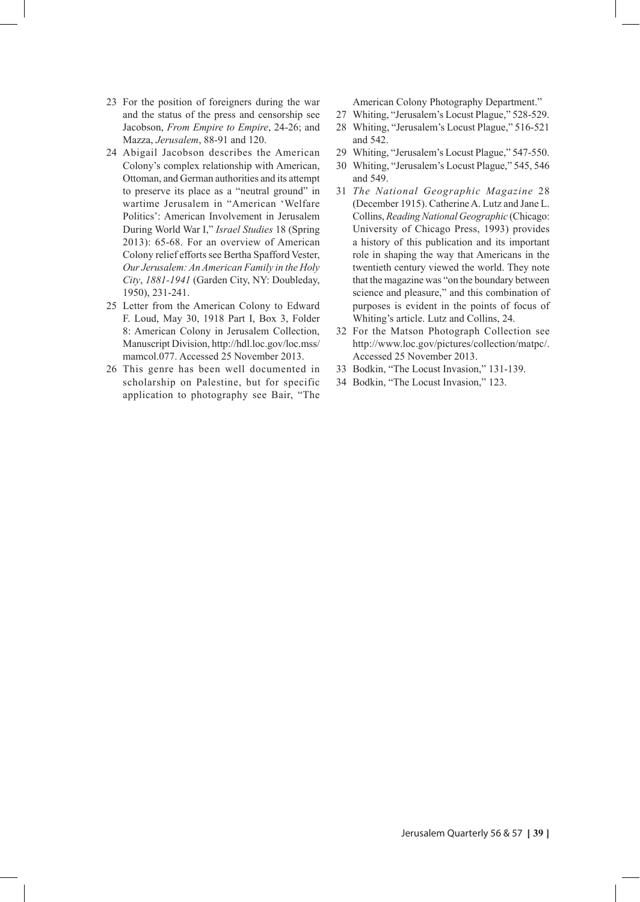23 For the position of foreigners during the war and the status of the press and censorship see Jacobson, *From Empire to Empire*, 24-26; and Mazza, *Jerusalem*, 88-91 and 120.

24 Abigail Jacobson describes the American Colony's complex relationship with American, Ottoman, and German authorities and its attempt to preserve its place as a "neutral ground" in wartime Jerusalem in "American 'Welfare Politics': American Involvement in Jerusalem During World War I," *Israel Studies* 18 (Spring 2013): 65-68. For an overview of American Colony relief efforts see Bertha Spafford Vester, *Our Jerusalem: An American Family in the Holy City*, *1881-1941* (Garden City, NY: Doubleday, 1950), 231-241.

25 Letter from the American Colony to Edward F. Loud, May 30, 1918 Part I, Box 3, Folder 8: American Colony in Jerusalem Collection, Manuscript Division, http://hdl.loc.gov/loc.mss/mamcol.077. Accessed 25 November 2013.

26 This genre has been well documented in scholarship on Palestine, but for specific application to photography see Bair, "The American Colony Photography Department."

27 Whiting, "Jerusalem's Locust Plague," 528-529.

28 Whiting, "Jerusalem's Locust Plague," 516-521 and 542.

29 Whiting, "Jerusalem's Locust Plague," 547-550.

30 Whiting, "Jerusalem's Locust Plague," 545, 546 and 549.

31 *The National Geographic Magazine* 28 (December 1915). Catherine A. Lutz and Jane L. Collins, *Reading National Geographic* (Chicago: University of Chicago Press, 1993) provides a history of this publication and its important role in shaping the way that Americans in the twentieth century viewed the world. They note that the magazine was "on the boundary between science and pleasure," and this combination of purposes is evident in the points of focus of Whiting's article. Lutz and Collins, 24.

32 For the Matson Photograph Collection see http://www.loc.gov/pictures/collection/matpc/. Accessed 25 November 2013.

33 Bodkin, "The Locust Invasion," 131-139.

34 Bodkin, "The Locust Invasion," 123.